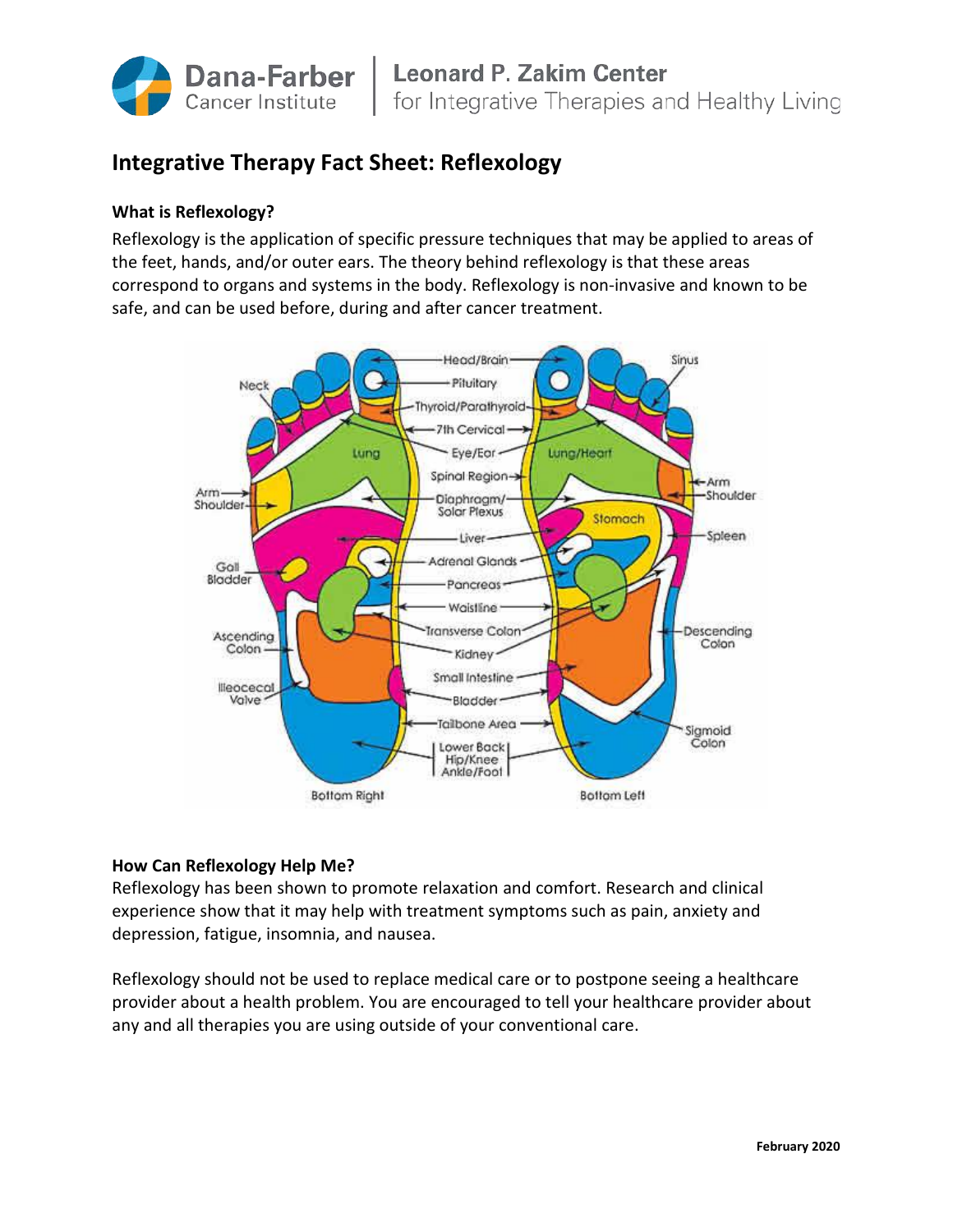# Integrative Therapy Fact Sheet: Reflexology

### What is Reflexology?

Reflexology is the application of specific pressure techniques that may be applied to areas of the feet, hands, and/or outer ears. The theory behind reflexology is that these areas correspond to organs and systems in the body. Reflexology is non-invasive and known to be safe, and can be used before, during and after cancer treatment.

### How Can Reflexology Help Me?

Reflexology has been shown to promote relaxation and comfort. Research and clinical experience show that it may help with treatment symptoms such as pain, anxiety and depression, fatigue, insomnia, and nausea.

Reflexology should not be used to replace medical care or to postpone seeing a healthcare provider about a health problem. You are encouraged to tell your healthcare provider about any and all therapies you are using outside of your conventional care.

**February 2020**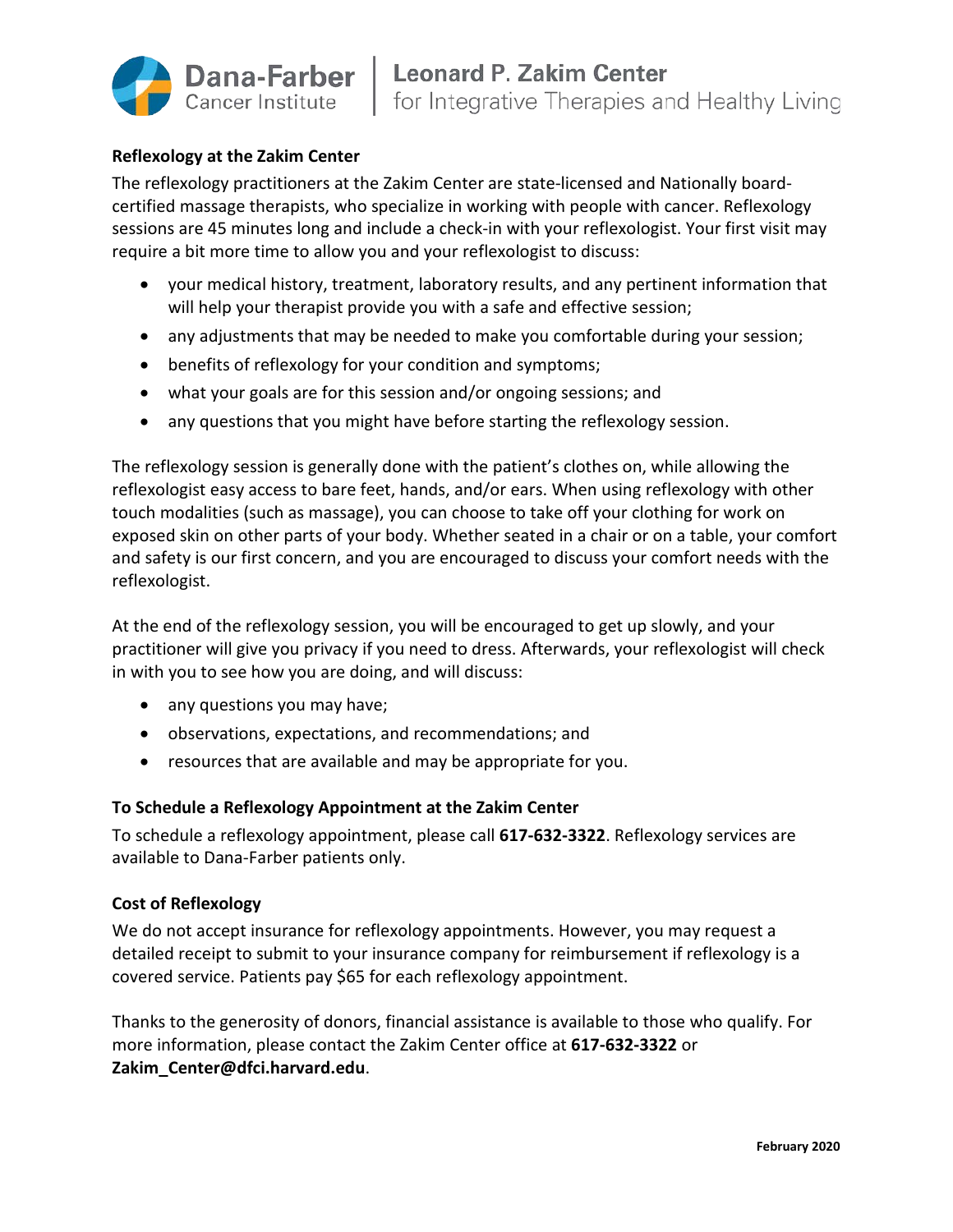### Reflexology at the Zakim Center

The reflexology practitioners at the Zakim Center are state-licensed and Nationally board-certified massage therapists, who specialize in working with people with cancer. Reflexology sessions are 45 minutes long and include a check-in with your reflexologist. Your first visit may require a bit more time to allow you and your reflexologist to discuss:

- your medical history, treatment, laboratory results, and any pertinent information that will help your therapist provide you with a safe and effective session;
- any adjustments that may be needed to make you comfortable during your session;
- benefits of reflexology for your condition and symptoms;
- what your goals are for this session and/or ongoing sessions; and
- any questions that you might have before starting the reflexology session.

The reflexology session is generally done with the patient's clothes on, while allowing the reflexologist easy access to bare feet, hands, and/or ears. When using reflexology with other touch modalities (such as massage), you can choose to take off your clothing for work on exposed skin on other parts of your body. Whether seated in a chair or on a table, your comfort and safety is our first concern, and you are encouraged to discuss your comfort needs with the reflexologist.

At the end of the reflexology session, you will be encouraged to get up slowly, and your practitioner will give you privacy if you need to dress. Afterwards, your reflexologist will check in with you to see how you are doing, and will discuss:

- any questions you may have;
- observations, expectations, and recommendations; and
- resources that are available and may be appropriate for you.

### To Schedule a Reflexology Appointment at the Zakim Center

To schedule a reflexology appointment, please call **617-632-3322**. Reflexology services are available to Dana-Farber patients only.

### Cost of Reflexology

We do not accept insurance for reflexology appointments. However, you may request a detailed receipt to submit to your insurance company for reimbursement if reflexology is a covered service. Patients pay $65 for each reflexology appointment.

Thanks to the generosity of donors, financial assistance is available to those who qualify. For more information, please contact the Zakim Center office at **617-632-3322** or **Zakim_Center@dfci.harvard.edu**.

**February 2020**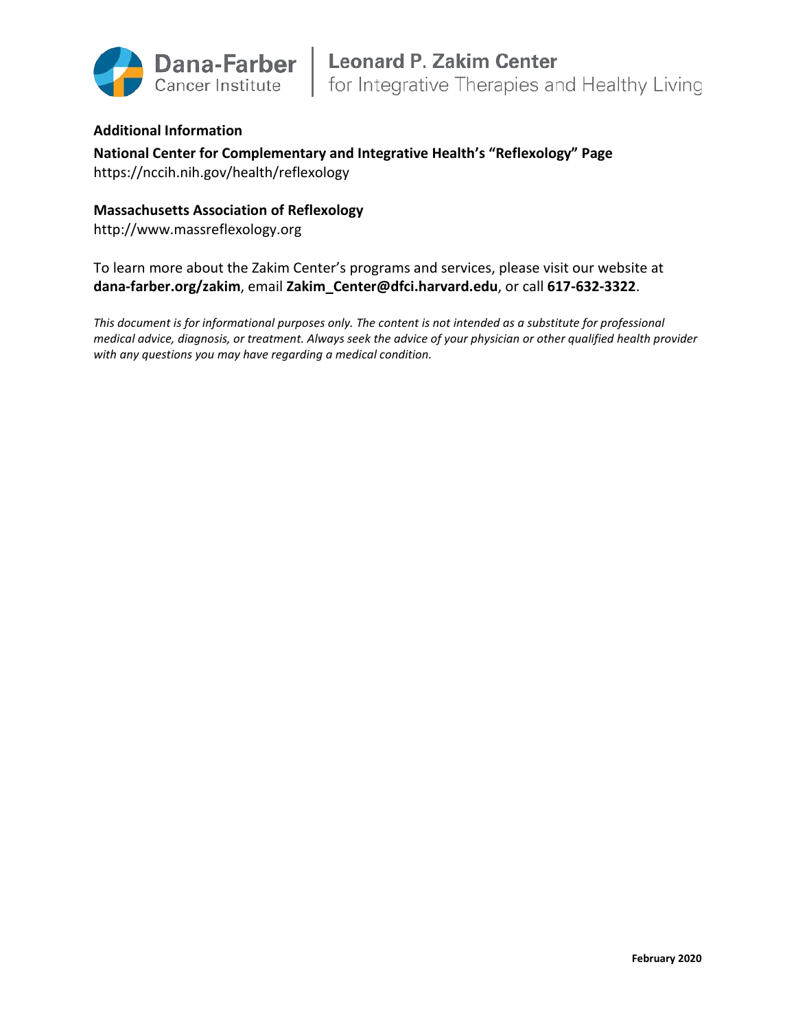**Additional Information**

**National Center for Complementary and Integrative Health's "Reflexology" Page**
https://nccih.nih.gov/health/reflexology

**Massachusetts Association of Reflexology**
http://www.massreflexology.org

To learn more about the Zakim Center's programs and services, please visit our website at **dana-farber.org/zakim**, email **Zakim_Center@dfci.harvard.edu**, or call **617-632-3322**.

*This document is for informational purposes only. The content is not intended as a substitute for professional medical advice, diagnosis, or treatment. Always seek the advice of your physician or other qualified health provider with any questions you may have regarding a medical condition.*

**February 2020**